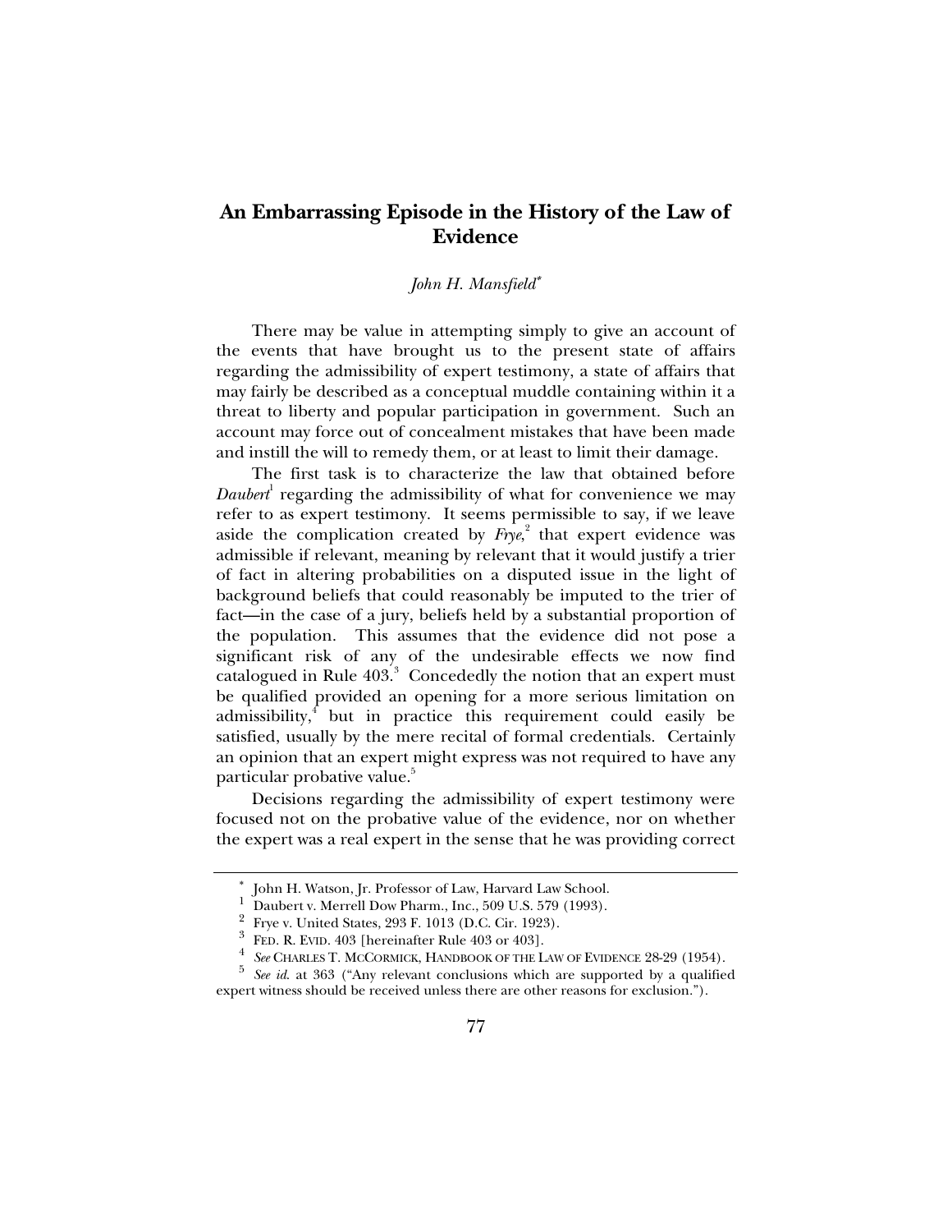# An Embarrassing Episode in the History of the Law of Evidence

*John H. Mansfield*[*]

There may be value in attempting simply to give an account of the events that have brought us to the present state of affairs regarding the admissibility of expert testimony, a state of affairs that may fairly be described as a conceptual muddle containing within it a threat to liberty and popular participation in government. Such an account may force out of concealment mistakes that have been made and instill the will to remedy them, or at least to limit their damage.

The first task is to characterize the law that obtained before *Daubert*[1] regarding the admissibility of what for convenience we may refer to as expert testimony. It seems permissible to say, if we leave aside the complication created by *Frye*,[2] that expert evidence was admissible if relevant, meaning by relevant that it would justify a trier of fact in altering probabilities on a disputed issue in the light of background beliefs that could reasonably be imputed to the trier of fact—in the case of a jury, beliefs held by a substantial proportion of the population. This assumes that the evidence did not pose a significant risk of any of the undesirable effects we now find catalogued in Rule 403.[3] Concededly the notion that an expert must be qualified provided an opening for a more serious limitation on admissibility,[4] but in practice this requirement could easily be satisfied, usually by the mere recital of formal credentials. Certainly an opinion that an expert might express was not required to have any particular probative value.[5]

Decisions regarding the admissibility of expert testimony were focused not on the probative value of the evidence, nor on whether the expert was a real expert in the sense that he was providing correct

---

[*] John H. Watson, Jr. Professor of Law, Harvard Law School.

[1] Daubert v. Merrell Dow Pharm., Inc., 509 U.S. 579 (1993).

[2] Frye v. United States, 293 F. 1013 (D.C. Cir. 1923).

[3] FED. R. EVID. 403 [hereinafter Rule 403 or 403].

[4] *See* CHARLES T. MCCORMICK, HANDBOOK OF THE LAW OF EVIDENCE 28-29 (1954).

[5] *See id.* at 363 ("Any relevant conclusions which are supported by a qualified expert witness should be received unless there are other reasons for exclusion.").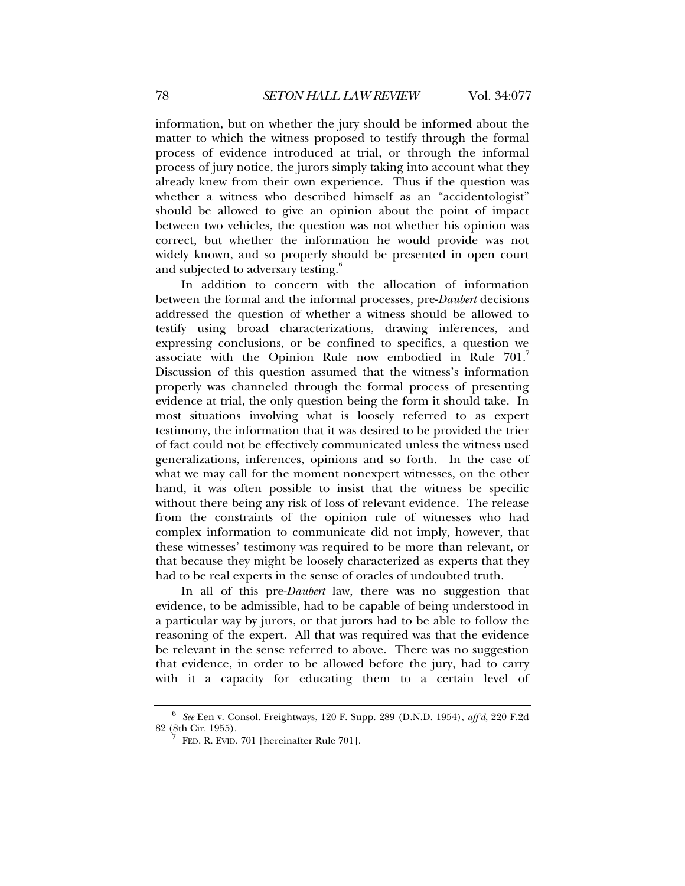information, but on whether the jury should be informed about the matter to which the witness proposed to testify through the formal process of evidence introduced at trial, or through the informal process of jury notice, the jurors simply taking into account what they already knew from their own experience. Thus if the question was whether a witness who described himself as an "accidentologist" should be allowed to give an opinion about the point of impact between two vehicles, the question was not whether his opinion was correct, but whether the information he would provide was not widely known, and so properly should be presented in open court and subjected to adversary testing.[6]

In addition to concern with the allocation of information between the formal and the informal processes, pre-*Daubert* decisions addressed the question of whether a witness should be allowed to testify using broad characterizations, drawing inferences, and expressing conclusions, or be confined to specifics, a question we associate with the Opinion Rule now embodied in Rule 701.[7] Discussion of this question assumed that the witness's information properly was channeled through the formal process of presenting evidence at trial, the only question being the form it should take. In most situations involving what is loosely referred to as expert testimony, the information that it was desired to be provided the trier of fact could not be effectively communicated unless the witness used generalizations, inferences, opinions and so forth. In the case of what we may call for the moment nonexpert witnesses, on the other hand, it was often possible to insist that the witness be specific without there being any risk of loss of relevant evidence. The release from the constraints of the opinion rule of witnesses who had complex information to communicate did not imply, however, that these witnesses' testimony was required to be more than relevant, or that because they might be loosely characterized as experts that they had to be real experts in the sense of oracles of undoubted truth.

In all of this pre-*Daubert* law, there was no suggestion that evidence, to be admissible, had to be capable of being understood in a particular way by jurors, or that jurors had to be able to follow the reasoning of the expert. All that was required was that the evidence be relevant in the sense referred to above. There was no suggestion that evidence, in order to be allowed before the jury, had to carry with it a capacity for educating them to a certain level of

---

[6] *See* Een v. Consol. Freightways, 120 F. Supp. 289 (D.N.D. 1954), *aff'd*, 220 F.2d 82 (8th Cir. 1955).

[7] FED. R. EVID. 701 [hereinafter Rule 701].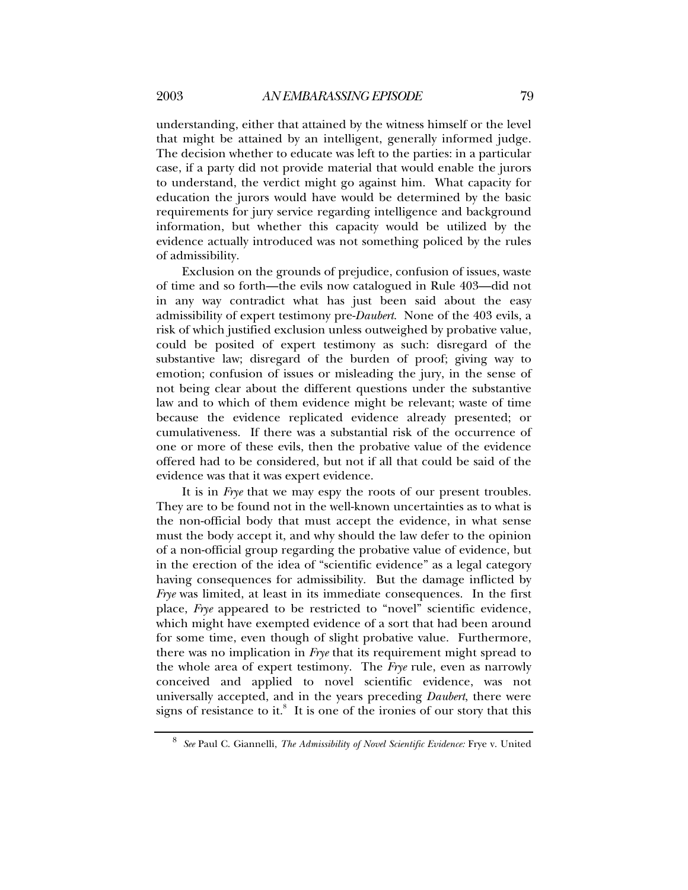understanding, either that attained by the witness himself or the level that might be attained by an intelligent, generally informed judge. The decision whether to educate was left to the parties: in a particular case, if a party did not provide material that would enable the jurors to understand, the verdict might go against him. What capacity for education the jurors would have would be determined by the basic requirements for jury service regarding intelligence and background information, but whether this capacity would be utilized by the evidence actually introduced was not something policed by the rules of admissibility.

Exclusion on the grounds of prejudice, confusion of issues, waste of time and so forth—the evils now catalogued in Rule 403—did not in any way contradict what has just been said about the easy admissibility of expert testimony pre-*Daubert*. None of the 403 evils, a risk of which justified exclusion unless outweighed by probative value, could be posited of expert testimony as such: disregard of the substantive law; disregard of the burden of proof; giving way to emotion; confusion of issues or misleading the jury, in the sense of not being clear about the different questions under the substantive law and to which of them evidence might be relevant; waste of time because the evidence replicated evidence already presented; or cumulativeness. If there was a substantial risk of the occurrence of one or more of these evils, then the probative value of the evidence offered had to be considered, but not if all that could be said of the evidence was that it was expert evidence.

It is in *Frye* that we may espy the roots of our present troubles. They are to be found not in the well-known uncertainties as to what is the non-official body that must accept the evidence, in what sense must the body accept it, and why should the law defer to the opinion of a non-official group regarding the probative value of evidence, but in the erection of the idea of "scientific evidence" as a legal category having consequences for admissibility. But the damage inflicted by *Frye* was limited, at least in its immediate consequences. In the first place, *Frye* appeared to be restricted to "novel" scientific evidence, which might have exempted evidence of a sort that had been around for some time, even though of slight probative value. Furthermore, there was no implication in *Frye* that its requirement might spread to the whole area of expert testimony. The *Frye* rule, even as narrowly conceived and applied to novel scientific evidence, was not universally accepted, and in the years preceding *Daubert*, there were signs of resistance to it.[8] It is one of the ironies of our story that this

[8] *See* Paul C. Giannelli, *The Admissibility of Novel Scientific Evidence:* Frye v. United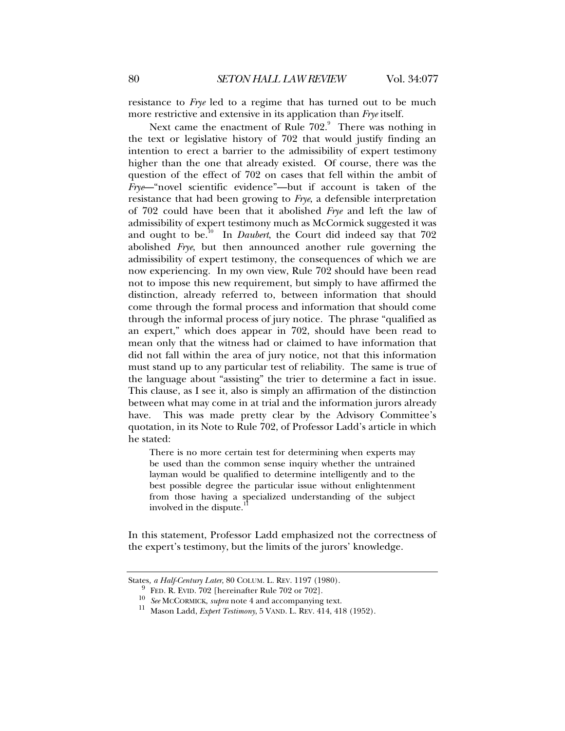resistance to *Frye* led to a regime that has turned out to be much more restrictive and extensive in its application than *Frye* itself.

Next came the enactment of Rule 702.[9] There was nothing in the text or legislative history of 702 that would justify finding an intention to erect a barrier to the admissibility of expert testimony higher than the one that already existed. Of course, there was the question of the effect of 702 on cases that fell within the ambit of *Frye*—"novel scientific evidence"—but if account is taken of the resistance that had been growing to *Frye*, a defensible interpretation of 702 could have been that it abolished *Frye* and left the law of admissibility of expert testimony much as McCormick suggested it was and ought to be.[10] In *Daubert*, the Court did indeed say that 702 abolished *Frye*, but then announced another rule governing the admissibility of expert testimony, the consequences of which we are now experiencing. In my own view, Rule 702 should have been read not to impose this new requirement, but simply to have affirmed the distinction, already referred to, between information that should come through the formal process and information that should come through the informal process of jury notice. The phrase "qualified as an expert," which does appear in 702, should have been read to mean only that the witness had or claimed to have information that did not fall within the area of jury notice, not that this information must stand up to any particular test of reliability. The same is true of the language about "assisting" the trier to determine a fact in issue. This clause, as I see it, also is simply an affirmation of the distinction between what may come in at trial and the information jurors already have. This was made pretty clear by the Advisory Committee's quotation, in its Note to Rule 702, of Professor Ladd's article in which he stated:

> There is no more certain test for determining when experts may be used than the common sense inquiry whether the untrained layman would be qualified to determine intelligently and to the best possible degree the particular issue without enlightenment from those having a specialized understanding of the subject involved in the dispute.[11]

In this statement, Professor Ladd emphasized not the correctness of the expert's testimony, but the limits of the jurors' knowledge.

---

States, *a Half-Century Later*, 80 COLUM. L. REV. 1197 (1980).

[9] FED. R. EVID. 702 [hereinafter Rule 702 or 702].

[10] *See* MCCORMICK, *supra* note 4 and accompanying text.

[11] Mason Ladd, *Expert Testimony*, 5 VAND. L. REV. 414, 418 (1952).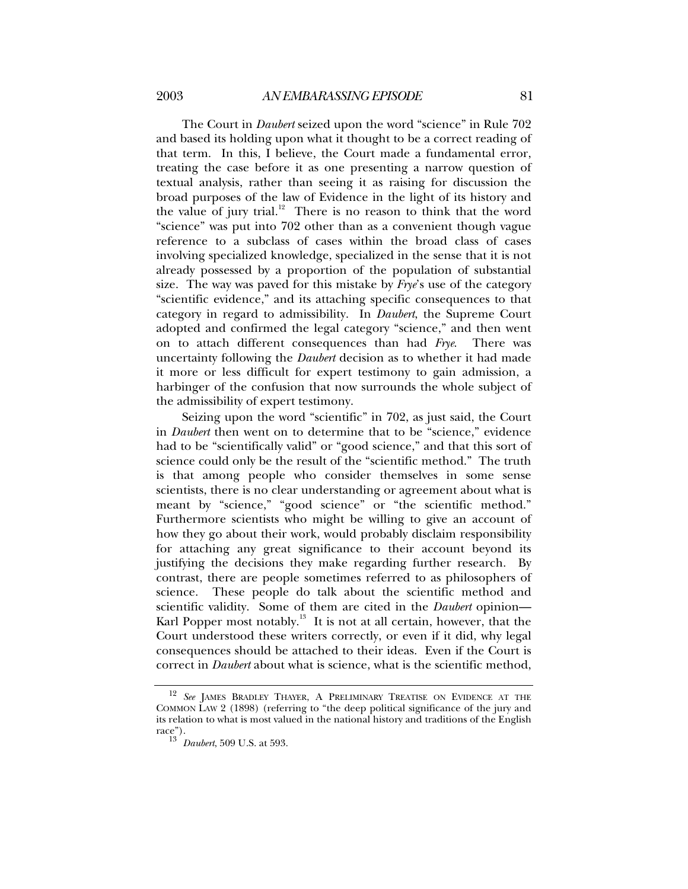The Court in *Daubert* seized upon the word "science" in Rule 702 and based its holding upon what it thought to be a correct reading of that term. In this, I believe, the Court made a fundamental error, treating the case before it as one presenting a narrow question of textual analysis, rather than seeing it as raising for discussion the broad purposes of the law of Evidence in the light of its history and the value of jury trial.[12] There is no reason to think that the word "science" was put into 702 other than as a convenient though vague reference to a subclass of cases within the broad class of cases involving specialized knowledge, specialized in the sense that it is not already possessed by a proportion of the population of substantial size. The way was paved for this mistake by *Frye*'s use of the category "scientific evidence," and its attaching specific consequences to that category in regard to admissibility. In *Daubert*, the Supreme Court adopted and confirmed the legal category "science," and then went on to attach different consequences than had *Frye*. There was uncertainty following the *Daubert* decision as to whether it had made it more or less difficult for expert testimony to gain admission, a harbinger of the confusion that now surrounds the whole subject of the admissibility of expert testimony.

Seizing upon the word "scientific" in 702, as just said, the Court in *Daubert* then went on to determine that to be "science," evidence had to be "scientifically valid" or "good science," and that this sort of science could only be the result of the "scientific method." The truth is that among people who consider themselves in some sense scientists, there is no clear understanding or agreement about what is meant by "science," "good science" or "the scientific method." Furthermore scientists who might be willing to give an account of how they go about their work, would probably disclaim responsibility for attaching any great significance to their account beyond its justifying the decisions they make regarding further research. By contrast, there are people sometimes referred to as philosophers of science. These people do talk about the scientific method and scientific validity. Some of them are cited in the *Daubert* opinion—Karl Popper most notably.[13] It is not at all certain, however, that the Court understood these writers correctly, or even if it did, why legal consequences should be attached to their ideas. Even if the Court is correct in *Daubert* about what is science, what is the scientific method,

---

[12] *See* JAMES BRADLEY THAYER, A PRELIMINARY TREATISE ON EVIDENCE AT THE COMMON LAW 2 (1898) (referring to "the deep political significance of the jury and its relation to what is most valued in the national history and traditions of the English race").

[13] *Daubert*, 509 U.S. at 593.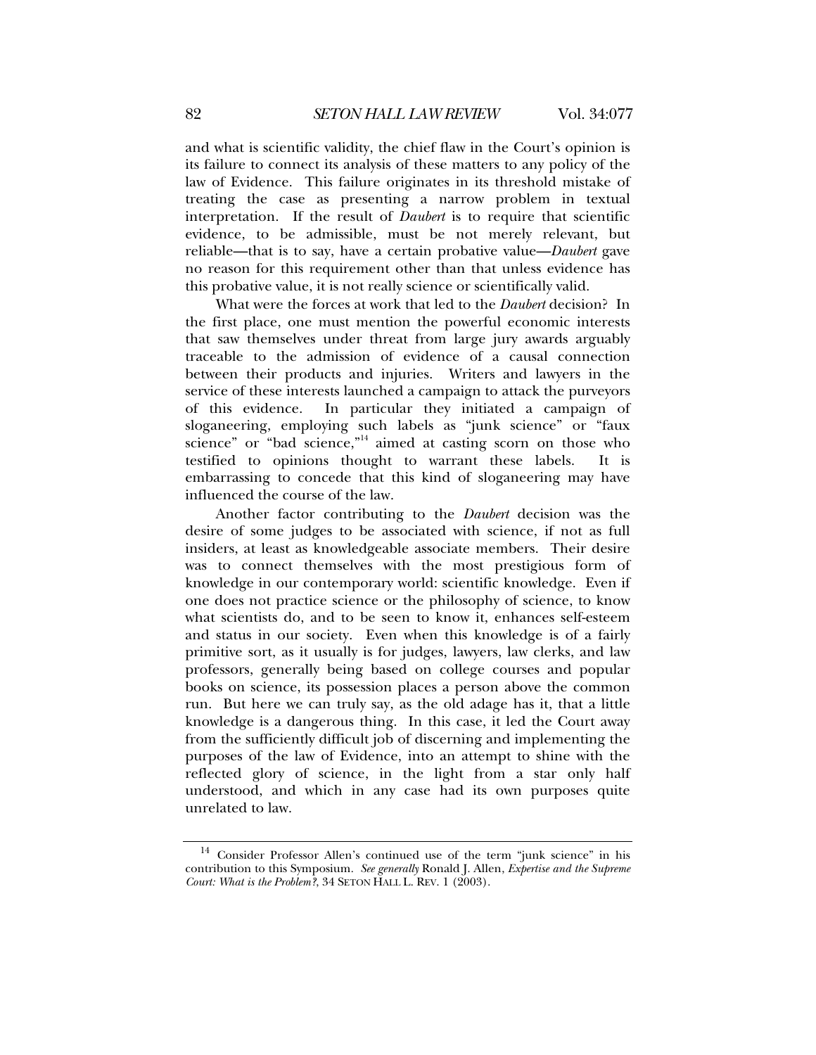and what is scientific validity, the chief flaw in the Court's opinion is its failure to connect its analysis of these matters to any policy of the law of Evidence. This failure originates in its threshold mistake of treating the case as presenting a narrow problem in textual interpretation. If the result of *Daubert* is to require that scientific evidence, to be admissible, must be not merely relevant, but reliable—that is to say, have a certain probative value—*Daubert* gave no reason for this requirement other than that unless evidence has this probative value, it is not really science or scientifically valid.

What were the forces at work that led to the *Daubert* decision? In the first place, one must mention the powerful economic interests that saw themselves under threat from large jury awards arguably traceable to the admission of evidence of a causal connection between their products and injuries. Writers and lawyers in the service of these interests launched a campaign to attack the purveyors of this evidence. In particular they initiated a campaign of sloganeering, employing such labels as "junk science" or "faux science" or "bad science,"[14] aimed at casting scorn on those who testified to opinions thought to warrant these labels. It is embarrassing to concede that this kind of sloganeering may have influenced the course of the law.

Another factor contributing to the *Daubert* decision was the desire of some judges to be associated with science, if not as full insiders, at least as knowledgeable associate members. Their desire was to connect themselves with the most prestigious form of knowledge in our contemporary world: scientific knowledge. Even if one does not practice science or the philosophy of science, to know what scientists do, and to be seen to know it, enhances self-esteem and status in our society. Even when this knowledge is of a fairly primitive sort, as it usually is for judges, lawyers, law clerks, and law professors, generally being based on college courses and popular books on science, its possession places a person above the common run. But here we can truly say, as the old adage has it, that a little knowledge is a dangerous thing. In this case, it led the Court away from the sufficiently difficult job of discerning and implementing the purposes of the law of Evidence, into an attempt to shine with the reflected glory of science, in the light from a star only half understood, and which in any case had its own purposes quite unrelated to law.

---

[14] Consider Professor Allen's continued use of the term "junk science" in his contribution to this Symposium. *See generally* Ronald J. Allen, *Expertise and the Supreme Court: What is the Problem?*, 34 SETON HALL L. REV. 1 (2003).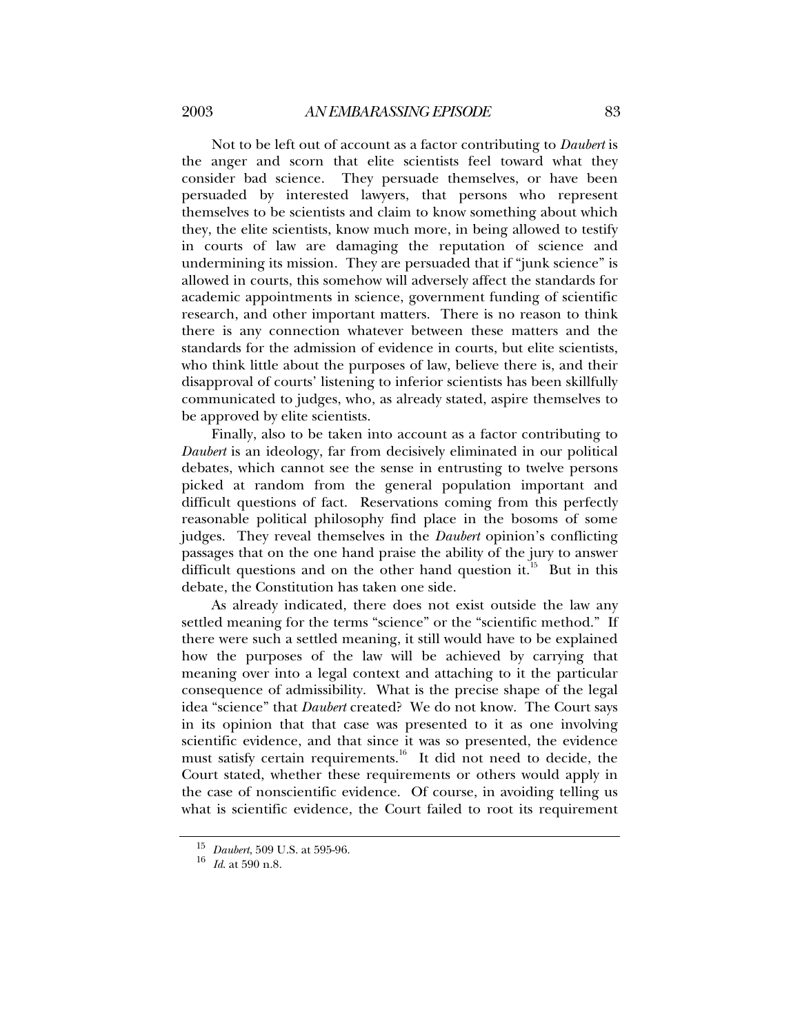Not to be left out of account as a factor contributing to *Daubert* is the anger and scorn that elite scientists feel toward what they consider bad science. They persuade themselves, or have been persuaded by interested lawyers, that persons who represent themselves to be scientists and claim to know something about which they, the elite scientists, know much more, in being allowed to testify in courts of law are damaging the reputation of science and undermining its mission. They are persuaded that if "junk science" is allowed in courts, this somehow will adversely affect the standards for academic appointments in science, government funding of scientific research, and other important matters. There is no reason to think there is any connection whatever between these matters and the standards for the admission of evidence in courts, but elite scientists, who think little about the purposes of law, believe there is, and their disapproval of courts' listening to inferior scientists has been skillfully communicated to judges, who, as already stated, aspire themselves to be approved by elite scientists.

Finally, also to be taken into account as a factor contributing to *Daubert* is an ideology, far from decisively eliminated in our political debates, which cannot see the sense in entrusting to twelve persons picked at random from the general population important and difficult questions of fact. Reservations coming from this perfectly reasonable political philosophy find place in the bosoms of some judges. They reveal themselves in the *Daubert* opinion's conflicting passages that on the one hand praise the ability of the jury to answer difficult questions and on the other hand question it.[15] But in this debate, the Constitution has taken one side.

As already indicated, there does not exist outside the law any settled meaning for the terms "science" or the "scientific method." If there were such a settled meaning, it still would have to be explained how the purposes of the law will be achieved by carrying that meaning over into a legal context and attaching to it the particular consequence of admissibility. What is the precise shape of the legal idea "science" that *Daubert* created? We do not know. The Court says in its opinion that that case was presented to it as one involving scientific evidence, and that since it was so presented, the evidence must satisfy certain requirements.[16] It did not need to decide, the Court stated, whether these requirements or others would apply in the case of nonscientific evidence. Of course, in avoiding telling us what is scientific evidence, the Court failed to root its requirement

---

[15] *Daubert*, 509 U.S. at 595-96.

[16] *Id.* at 590 n.8.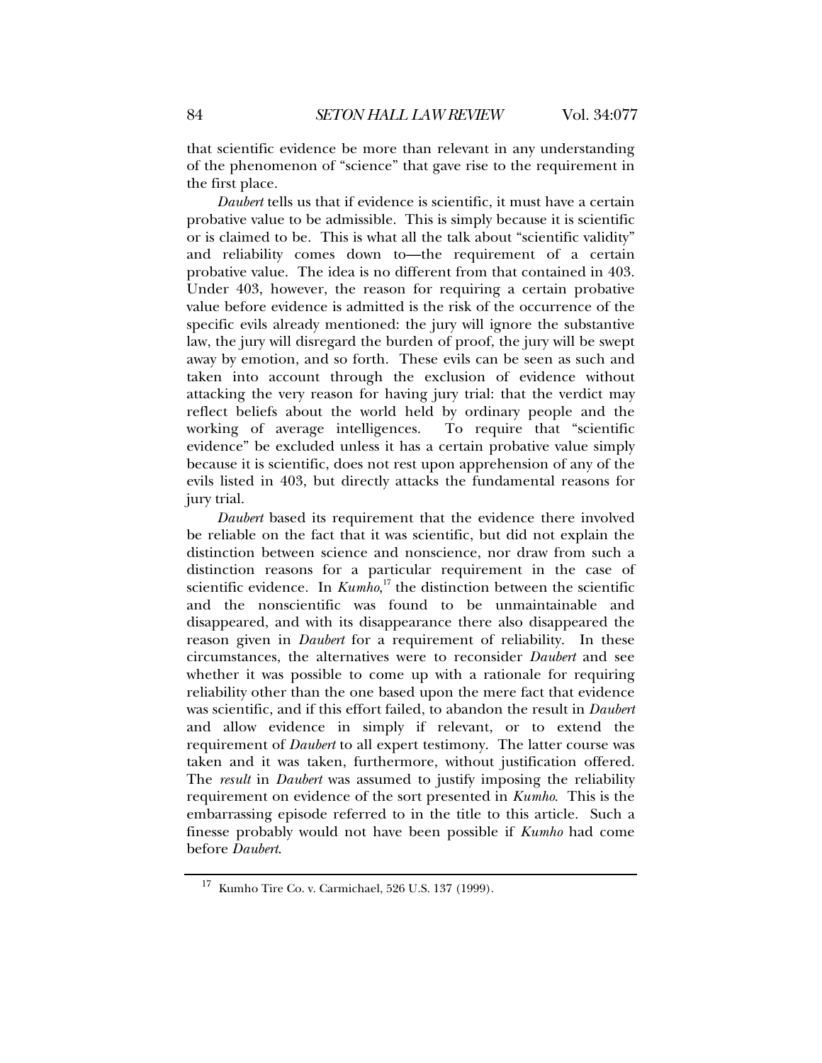that scientific evidence be more than relevant in any understanding of the phenomenon of "science" that gave rise to the requirement in the first place.

*Daubert* tells us that if evidence is scientific, it must have a certain probative value to be admissible. This is simply because it is scientific or is claimed to be. This is what all the talk about "scientific validity" and reliability comes down to—the requirement of a certain probative value. The idea is no different from that contained in 403. Under 403, however, the reason for requiring a certain probative value before evidence is admitted is the risk of the occurrence of the specific evils already mentioned: the jury will ignore the substantive law, the jury will disregard the burden of proof, the jury will be swept away by emotion, and so forth. These evils can be seen as such and taken into account through the exclusion of evidence without attacking the very reason for having jury trial: that the verdict may reflect beliefs about the world held by ordinary people and the working of average intelligences. To require that "scientific evidence" be excluded unless it has a certain probative value simply because it is scientific, does not rest upon apprehension of any of the evils listed in 403, but directly attacks the fundamental reasons for jury trial.

*Daubert* based its requirement that the evidence there involved be reliable on the fact that it was scientific, but did not explain the distinction between science and nonscience, nor draw from such a distinction reasons for a particular requirement in the case of scientific evidence. In *Kumho*,[17] the distinction between the scientific and the nonscientific was found to be unmaintainable and disappeared, and with its disappearance there also disappeared the reason given in *Daubert* for a requirement of reliability. In these circumstances, the alternatives were to reconsider *Daubert* and see whether it was possible to come up with a rationale for requiring reliability other than the one based upon the mere fact that evidence was scientific, and if this effort failed, to abandon the result in *Daubert* and allow evidence in simply if relevant, or to extend the requirement of *Daubert* to all expert testimony. The latter course was taken and it was taken, furthermore, without justification offered. The *result* in *Daubert* was assumed to justify imposing the reliability requirement on evidence of the sort presented in *Kumho*. This is the embarrassing episode referred to in the title to this article. Such a finesse probably would not have been possible if *Kumho* had come before *Daubert*.

---

[17] Kumho Tire Co. v. Carmichael, 526 U.S. 137 (1999).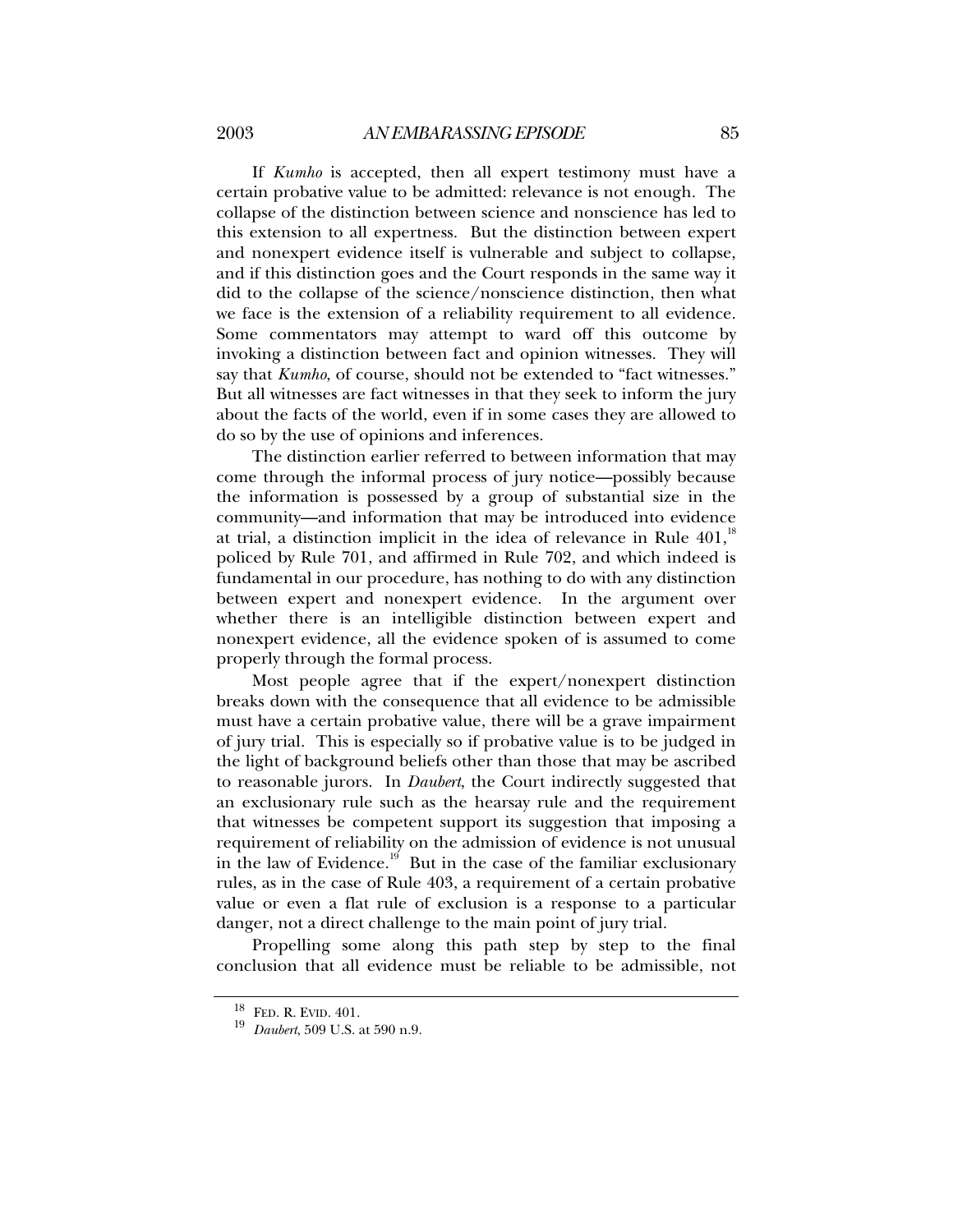If *Kumho* is accepted, then all expert testimony must have a certain probative value to be admitted: relevance is not enough. The collapse of the distinction between science and nonscience has led to this extension to all expertness. But the distinction between expert and nonexpert evidence itself is vulnerable and subject to collapse, and if this distinction goes and the Court responds in the same way it did to the collapse of the science/nonscience distinction, then what we face is the extension of a reliability requirement to all evidence. Some commentators may attempt to ward off this outcome by invoking a distinction between fact and opinion witnesses. They will say that *Kumho*, of course, should not be extended to "fact witnesses." But all witnesses are fact witnesses in that they seek to inform the jury about the facts of the world, even if in some cases they are allowed to do so by the use of opinions and inferences.

The distinction earlier referred to between information that may come through the informal process of jury notice—possibly because the information is possessed by a group of substantial size in the community—and information that may be introduced into evidence at trial, a distinction implicit in the idea of relevance in Rule 401,[18] policed by Rule 701, and affirmed in Rule 702, and which indeed is fundamental in our procedure, has nothing to do with any distinction between expert and nonexpert evidence. In the argument over whether there is an intelligible distinction between expert and nonexpert evidence, all the evidence spoken of is assumed to come properly through the formal process.

Most people agree that if the expert/nonexpert distinction breaks down with the consequence that all evidence to be admissible must have a certain probative value, there will be a grave impairment of jury trial. This is especially so if probative value is to be judged in the light of background beliefs other than those that may be ascribed to reasonable jurors. In *Daubert*, the Court indirectly suggested that an exclusionary rule such as the hearsay rule and the requirement that witnesses be competent support its suggestion that imposing a requirement of reliability on the admission of evidence is not unusual in the law of Evidence.[19] But in the case of the familiar exclusionary rules, as in the case of Rule 403, a requirement of a certain probative value or even a flat rule of exclusion is a response to a particular danger, not a direct challenge to the main point of jury trial.

Propelling some along this path step by step to the final conclusion that all evidence must be reliable to be admissible, not

---

[18] FED. R. EVID. 401.

[19] *Daubert*, 509 U.S. at 590 n.9.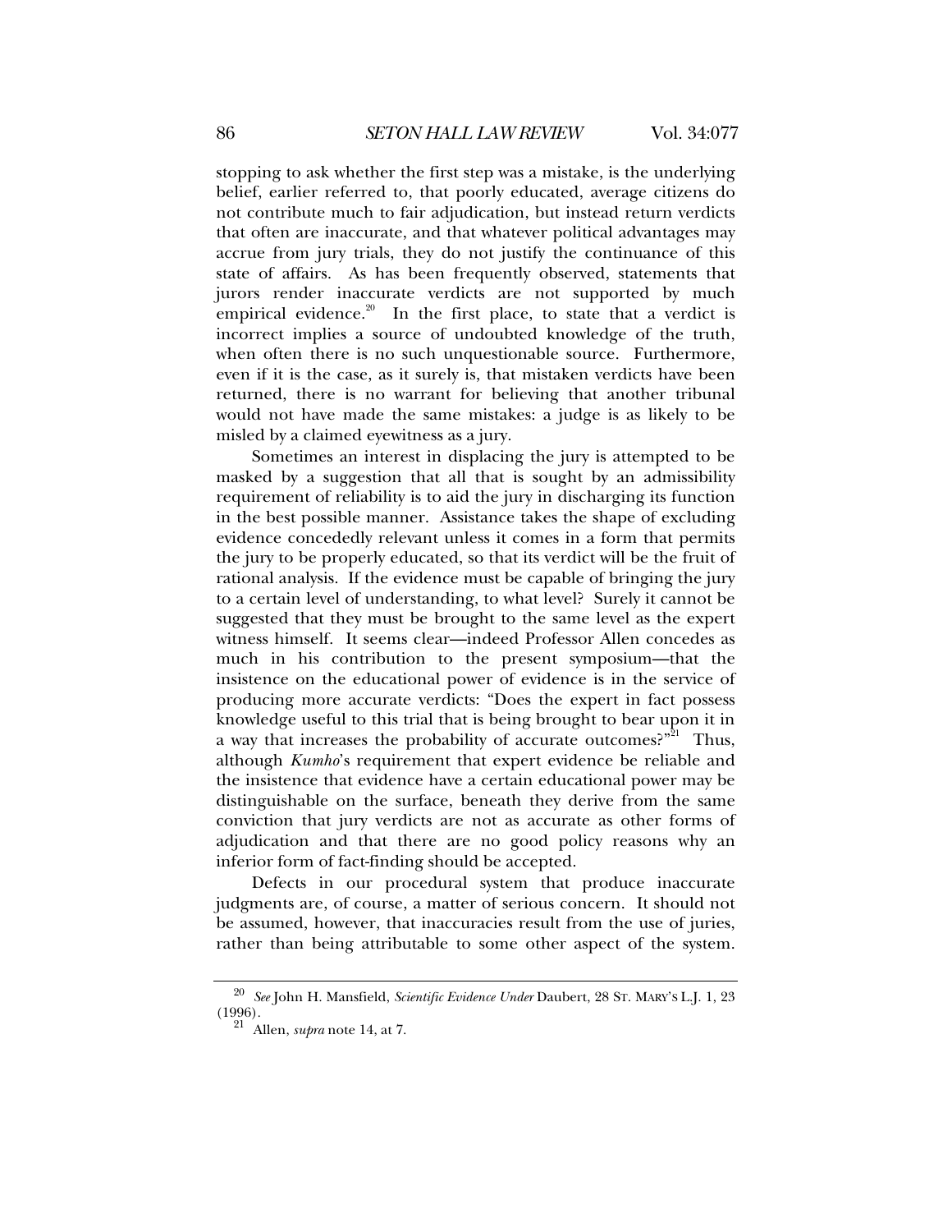stopping to ask whether the first step was a mistake, is the underlying belief, earlier referred to, that poorly educated, average citizens do not contribute much to fair adjudication, but instead return verdicts that often are inaccurate, and that whatever political advantages may accrue from jury trials, they do not justify the continuance of this state of affairs. As has been frequently observed, statements that jurors render inaccurate verdicts are not supported by much empirical evidence.[20] In the first place, to state that a verdict is incorrect implies a source of undoubted knowledge of the truth, when often there is no such unquestionable source. Furthermore, even if it is the case, as it surely is, that mistaken verdicts have been returned, there is no warrant for believing that another tribunal would not have made the same mistakes: a judge is as likely to be misled by a claimed eyewitness as a jury.

Sometimes an interest in displacing the jury is attempted to be masked by a suggestion that all that is sought by an admissibility requirement of reliability is to aid the jury in discharging its function in the best possible manner. Assistance takes the shape of excluding evidence concededly relevant unless it comes in a form that permits the jury to be properly educated, so that its verdict will be the fruit of rational analysis. If the evidence must be capable of bringing the jury to a certain level of understanding, to what level? Surely it cannot be suggested that they must be brought to the same level as the expert witness himself. It seems clear—indeed Professor Allen concedes as much in his contribution to the present symposium—that the insistence on the educational power of evidence is in the service of producing more accurate verdicts: "Does the expert in fact possess knowledge useful to this trial that is being brought to bear upon it in a way that increases the probability of accurate outcomes?"[21] Thus, although *Kumho*'s requirement that expert evidence be reliable and the insistence that evidence have a certain educational power may be distinguishable on the surface, beneath they derive from the same conviction that jury verdicts are not as accurate as other forms of adjudication and that there are no good policy reasons why an inferior form of fact-finding should be accepted.

Defects in our procedural system that produce inaccurate judgments are, of course, a matter of serious concern. It should not be assumed, however, that inaccuracies result from the use of juries, rather than being attributable to some other aspect of the system.

---

[20] *See* John H. Mansfield, *Scientific Evidence Under* Daubert, 28 ST. MARY'S L.J. 1, 23 (1996).

[21] Allen, *supra* note 14, at 7.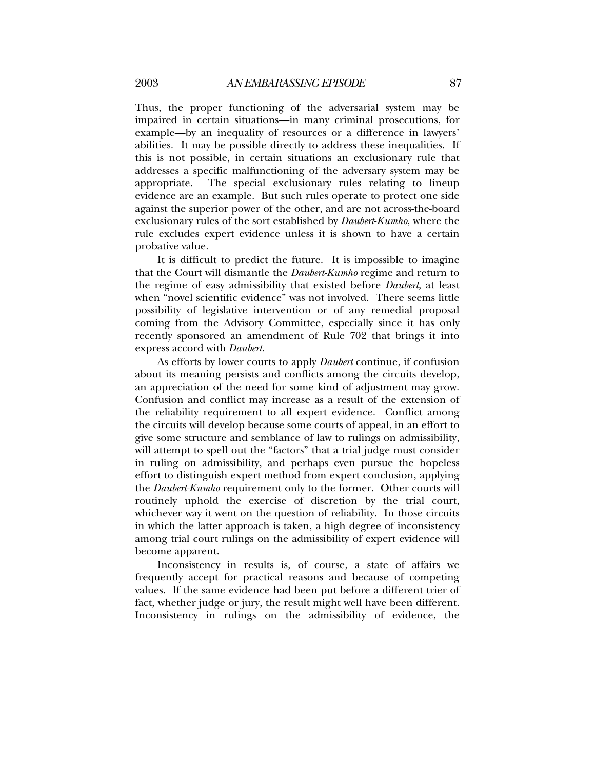Thus, the proper functioning of the adversarial system may be impaired in certain situations—in many criminal prosecutions, for example—by an inequality of resources or a difference in lawyers' abilities. It may be possible directly to address these inequalities. If this is not possible, in certain situations an exclusionary rule that addresses a specific malfunctioning of the adversary system may be appropriate. The special exclusionary rules relating to lineup evidence are an example. But such rules operate to protect one side against the superior power of the other, and are not across-the-board exclusionary rules of the sort established by *Daubert-Kumho*, where the rule excludes expert evidence unless it is shown to have a certain probative value.

It is difficult to predict the future. It is impossible to imagine that the Court will dismantle the *Daubert-Kumho* regime and return to the regime of easy admissibility that existed before *Daubert*, at least when "novel scientific evidence" was not involved. There seems little possibility of legislative intervention or of any remedial proposal coming from the Advisory Committee, especially since it has only recently sponsored an amendment of Rule 702 that brings it into express accord with *Daubert*.

As efforts by lower courts to apply *Daubert* continue, if confusion about its meaning persists and conflicts among the circuits develop, an appreciation of the need for some kind of adjustment may grow. Confusion and conflict may increase as a result of the extension of the reliability requirement to all expert evidence. Conflict among the circuits will develop because some courts of appeal, in an effort to give some structure and semblance of law to rulings on admissibility, will attempt to spell out the "factors" that a trial judge must consider in ruling on admissibility, and perhaps even pursue the hopeless effort to distinguish expert method from expert conclusion, applying the *Daubert-Kumho* requirement only to the former. Other courts will routinely uphold the exercise of discretion by the trial court, whichever way it went on the question of reliability. In those circuits in which the latter approach is taken, a high degree of inconsistency among trial court rulings on the admissibility of expert evidence will become apparent.

Inconsistency in results is, of course, a state of affairs we frequently accept for practical reasons and because of competing values. If the same evidence had been put before a different trier of fact, whether judge or jury, the result might well have been different. Inconsistency in rulings on the admissibility of evidence, the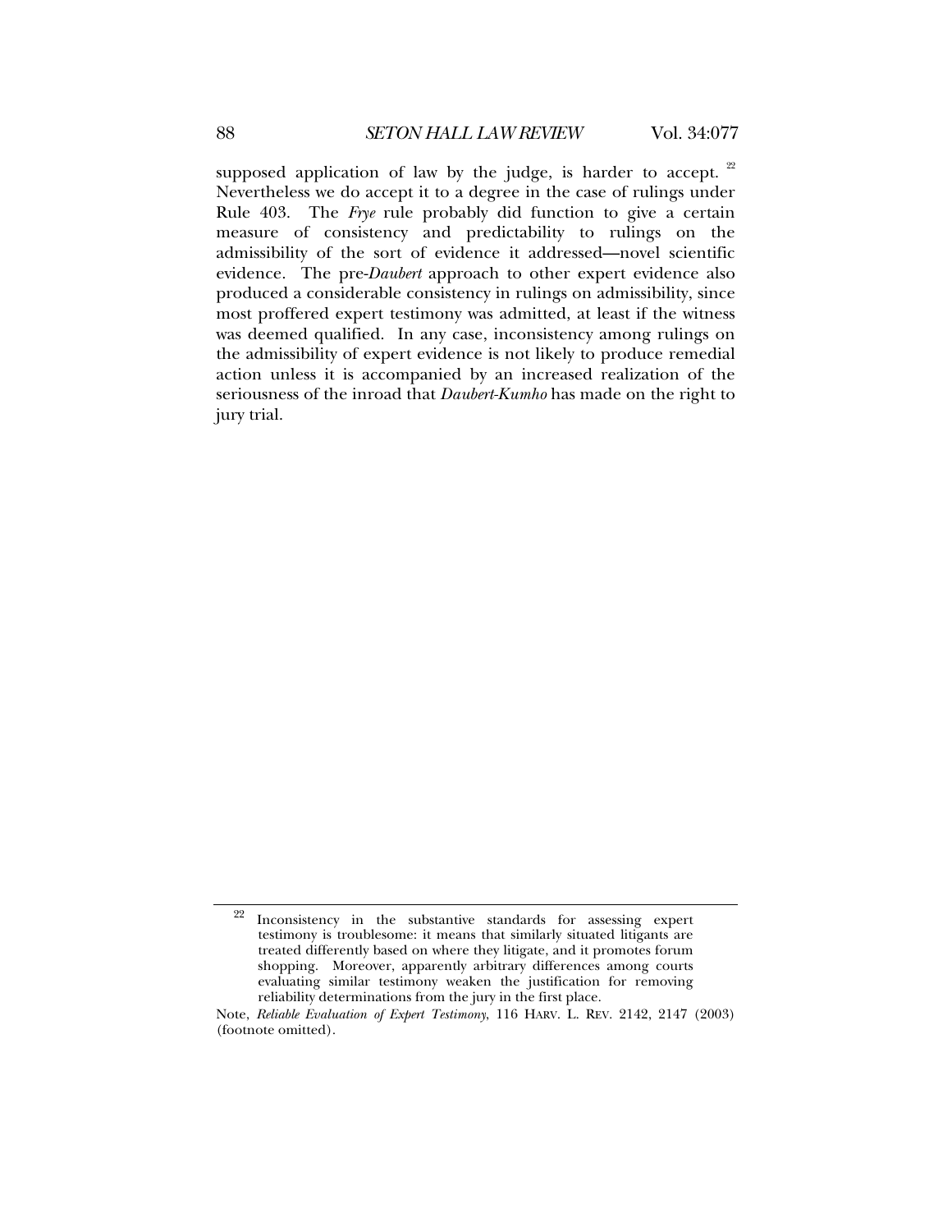supposed application of law by the judge, is harder to accept.[22] Nevertheless we do accept it to a degree in the case of rulings under Rule 403. The *Frye* rule probably did function to give a certain measure of consistency and predictability to rulings on the admissibility of the sort of evidence it addressed—novel scientific evidence. The pre-*Daubert* approach to other expert evidence also produced a considerable consistency in rulings on admissibility, since most proffered expert testimony was admitted, at least if the witness was deemed qualified. In any case, inconsistency among rulings on the admissibility of expert evidence is not likely to produce remedial action unless it is accompanied by an increased realization of the seriousness of the inroad that *Daubert-Kumho* has made on the right to jury trial.

---

[22] Inconsistency in the substantive standards for assessing expert testimony is troublesome: it means that similarly situated litigants are treated differently based on where they litigate, and it promotes forum shopping. Moreover, apparently arbitrary differences among courts evaluating similar testimony weaken the justification for removing reliability determinations from the jury in the first place.

Note, *Reliable Evaluation of Expert Testimony*, 116 HARV. L. REV. 2142, 2147 (2003) (footnote omitted).